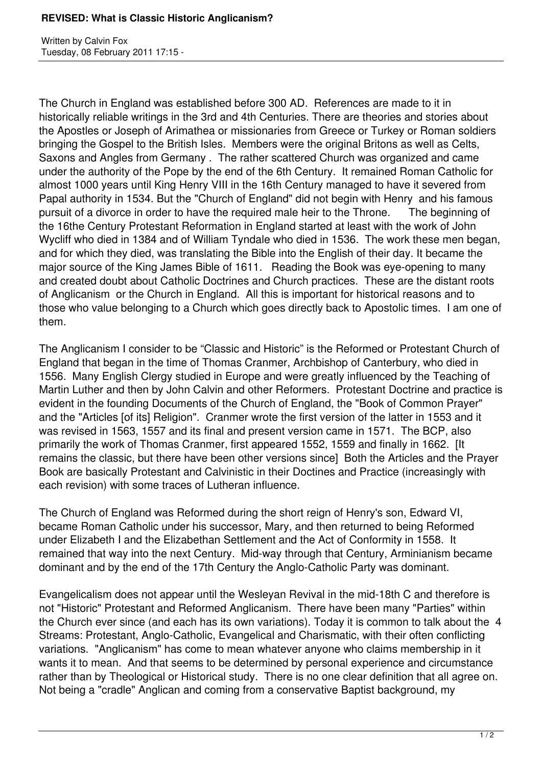# REVISED: What is Classic Historic Anglicanism?

Written by Calvin Fox
Tuesday, 08 February 2011 17:15 -

The Church in England was established before 300 AD. References are made to it in historically reliable writings in the 3rd and 4th Centuries. There are theories and stories about the Apostles or Joseph of Arimathea or missionaries from Greece or Turkey or Roman soldiers bringing the Gospel to the British Isles. Members were the original Britons as well as Celts, Saxons and Angles from Germany . The rather scattered Church was organized and came under the authority of the Pope by the end of the 6th Century. It remained Roman Catholic for almost 1000 years until King Henry VIII in the 16th Century managed to have it severed from Papal authority in 1534. But the "Church of England" did not begin with Henry and his famous pursuit of a divorce in order to have the required male heir to the Throne. The beginning of the 16the Century Protestant Reformation in England started at least with the work of John Wycliff who died in 1384 and of William Tyndale who died in 1536. The work these men began, and for which they died, was translating the Bible into the English of their day. It became the major source of the King James Bible of 1611. Reading the Book was eye-opening to many and created doubt about Catholic Doctrines and Church practices. These are the distant roots of Anglicanism or the Church in England. All this is important for historical reasons and to those who value belonging to a Church which goes directly back to Apostolic times. I am one of them.

The Anglicanism I consider to be "Classic and Historic" is the Reformed or Protestant Church of England that began in the time of Thomas Cranmer, Archbishop of Canterbury, who died in 1556. Many English Clergy studied in Europe and were greatly influenced by the Teaching of Martin Luther and then by John Calvin and other Reformers. Protestant Doctrine and practice is evident in the founding Documents of the Church of England, the "Book of Common Prayer" and the "Articles [of its] Religion". Cranmer wrote the first version of the latter in 1553 and it was revised in 1563, 1557 and its final and present version came in 1571. The BCP, also primarily the work of Thomas Cranmer, first appeared 1552, 1559 and finally in 1662. [It remains the classic, but there have been other versions since] Both the Articles and the Prayer Book are basically Protestant and Calvinistic in their Doctines and Practice (increasingly with each revision) with some traces of Lutheran influence.

The Church of England was Reformed during the short reign of Henry's son, Edward VI, became Roman Catholic under his successor, Mary, and then returned to being Reformed under Elizabeth I and the Elizabethan Settlement and the Act of Conformity in 1558. It remained that way into the next Century. Mid-way through that Century, Arminianism became dominant and by the end of the 17th Century the Anglo-Catholic Party was dominant.

Evangelicalism does not appear until the Wesleyan Revival in the mid-18th C and therefore is not "Historic" Protestant and Reformed Anglicanism. There have been many "Parties" within the Church ever since (and each has its own variations). Today it is common to talk about the 4 Streams: Protestant, Anglo-Catholic, Evangelical and Charismatic, with their often conflicting variations. "Anglicanism" has come to mean whatever anyone who claims membership in it wants it to mean. And that seems to be determined by personal experience and circumstance rather than by Theological or Historical study. There is no one clear definition that all agree on. Not being a "cradle" Anglican and coming from a conservative Baptist background, my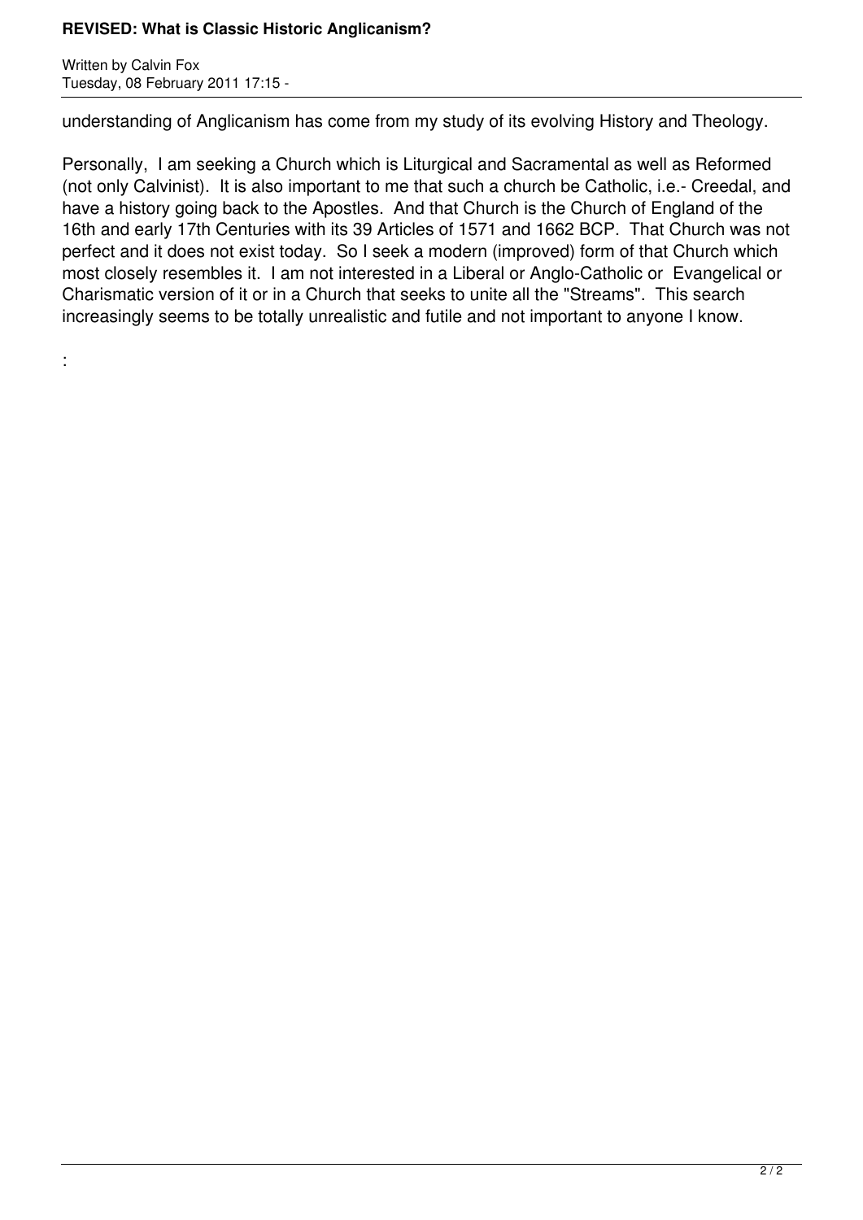understanding of Anglicanism has come from my study of its evolving History and Theology.

Personally, I am seeking a Church which is Liturgical and Sacramental as well as Reformed (not only Calvinist). It is also important to me that such a church be Catholic, i.e.- Creedal, and have a history going back to the Apostles. And that Church is the Church of England of the 16th and early 17th Centuries with its 39 Articles of 1571 and 1662 BCP. That Church was not perfect and it does not exist today. So I seek a modern (improved) form of that Church which most closely resembles it. I am not interested in a Liberal or Anglo-Catholic or Evangelical or Charismatic version of it or in a Church that seeks to unite all the "Streams". This search increasingly seems to be totally unrealistic and futile and not important to anyone I know.

: